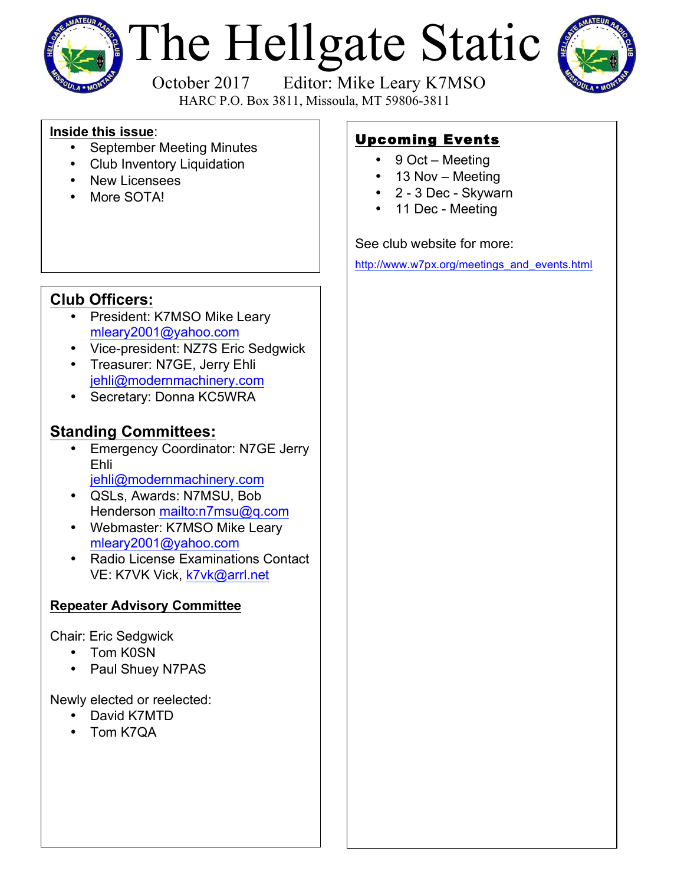# The Hellgate Static

October 2017 Editor: Mike Leary K7MSO

HARC P.O. Box 3811, Missoula, MT 59806-3811

**Inside this issue**:

- September Meeting Minutes
- Club Inventory Liquidation
- New Licensees
- More SOTA!

## Club Officers:

- President: K7MSO Mike Leary mleary2001@yahoo.com
- Vice-president: NZ7S Eric Sedgwick
- Treasurer: N7GE, Jerry Ehli jehli@modernmachinery.com
- Secretary: Donna KC5WRA

## Standing Committees:

- Emergency Coordinator: N7GE Jerry Ehli jehli@modernmachinery.com
- QSLs, Awards: N7MSU, Bob Henderson mailto:n7msu@q.com
- Webmaster: K7MSO Mike Leary mleary2001@yahoo.com
- Radio License Examinations Contact VE: K7VK Vick, k7vk@arrl.net

### Repeater Advisory Committee

Chair: Eric Sedgwick

- Tom K0SN
- Paul Shuey N7PAS

Newly elected or reelected:

- David K7MTD
- Tom K7QA

## Upcoming Events

- 9 Oct – Meeting
- 13 Nov – Meeting
- 2 - 3 Dec - Skywarn
- 11 Dec - Meeting

See club website for more:

http://www.w7px.org/meetings_and_events.html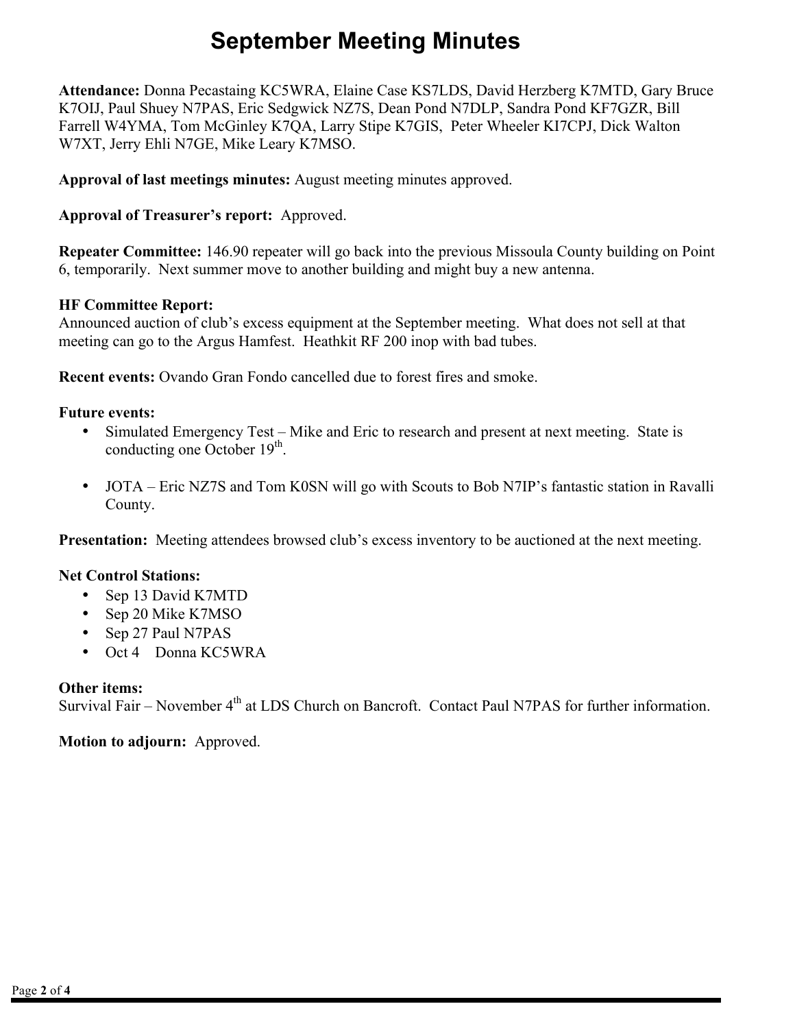# September Meeting Minutes

**Attendance:** Donna Pecastaing KC5WRA, Elaine Case KS7LDS, David Herzberg K7MTD, Gary Bruce K7OIJ, Paul Shuey N7PAS, Eric Sedgwick NZ7S, Dean Pond N7DLP, Sandra Pond KF7GZR, Bill Farrell W4YMA, Tom McGinley K7QA, Larry Stipe K7GIS, Peter Wheeler KI7CPJ, Dick Walton W7XT, Jerry Ehli N7GE, Mike Leary K7MSO.

**Approval of last meetings minutes:** August meeting minutes approved.

**Approval of Treasurer's report:** Approved.

**Repeater Committee:** 146.90 repeater will go back into the previous Missoula County building on Point 6, temporarily. Next summer move to another building and might buy a new antenna.

**HF Committee Report:**
Announced auction of club's excess equipment at the September meeting. What does not sell at that meeting can go to the Argus Hamfest. Heathkit RF 200 inop with bad tubes.

**Recent events:** Ovando Gran Fondo cancelled due to forest fires and smoke.

**Future events:**

- Simulated Emergency Test – Mike and Eric to research and present at next meeting. State is conducting one October 19th.
- JOTA – Eric NZ7S and Tom K0SN will go with Scouts to Bob N7IP's fantastic station in Ravalli County.

**Presentation:** Meeting attendees browsed club's excess inventory to be auctioned at the next meeting.

**Net Control Stations:**

- Sep 13 David K7MTD
- Sep 20 Mike K7MSO
- Sep 27 Paul N7PAS
- Oct 4 Donna KC5WRA

**Other items:**
Survival Fair – November 4th at LDS Church on Bancroft. Contact Paul N7PAS for further information.

**Motion to adjourn:** Approved.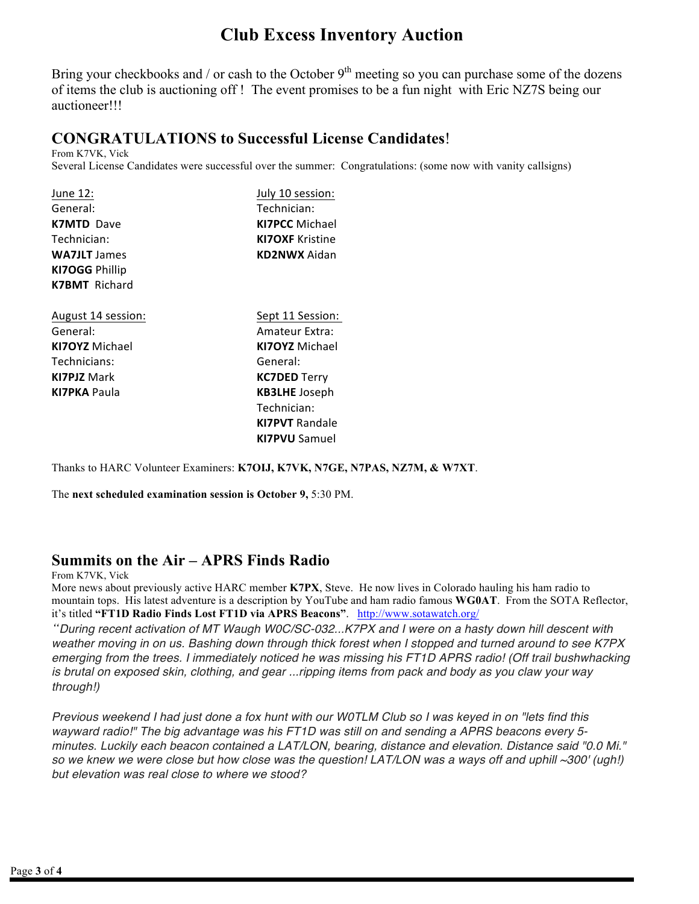# Club Excess Inventory Auction

Bring your checkbooks and / or cash to the October 9th meeting so you can purchase some of the dozens of items the club is auctioning off ! The event promises to be a fun night with Eric NZ7S being our auctioneer!!!

## CONGRATULATIONS to Successful License Candidates!

From K7VK, Vick

Several License Candidates were successful over the summer: Congratulations: (some now with vanity callsigns)

June 12:
General:
**K7MTD** Dave
Technician:
**WA7JLT** James
**KI7OGG** Phillip
**K7BMT** Richard

July 10 session:
Technician:
**KI7PCC** Michael
**KI7OXF** Kristine
**KD2NWX** Aidan

August 14 session:
General:
**KI7OYZ** Michael
Technicians:
**KI7PJZ** Mark
**KI7PKA** Paula

Sept 11 Session:
Amateur Extra:
**KI7OYZ** Michael
General:
**KC7DED** Terry
**KB3LHE** Joseph
Technician:
**KI7PVT** Randale
**KI7PVU** Samuel

Thanks to HARC Volunteer Examiners: **K7OIJ, K7VK, N7GE, N7PAS, NZ7M, & W7XT**.

The **next scheduled examination session is October 9,** 5:30 PM.

## Summits on the Air – APRS Finds Radio

From K7VK, Vick

More news about previously active HARC member **K7PX**, Steve. He now lives in Colorado hauling his ham radio to mountain tops. His latest adventure is a description by YouTube and ham radio famous **WG0AT**. From the SOTA Reflector, it's titled **"FT1D Radio Finds Lost FT1D via APRS Beacons"**. http://www.sotawatch.org/

*"During recent activation of MT Waugh W0C/SC-032...K7PX and I were on a hasty down hill descent with weather moving in on us. Bashing down through thick forest when I stopped and turned around to see K7PX emerging from the trees. I immediately noticed he was missing his FT1D APRS radio! (Off trail bushwhacking is brutal on exposed skin, clothing, and gear ...ripping items from pack and body as you claw your way through!)*

*Previous weekend I had just done a fox hunt with our W0TLM Club so I was keyed in on "lets find this wayward radio!" The big advantage was his FT1D was still on and sending a APRS beacons every 5-minutes. Luckily each beacon contained a LAT/LON, bearing, distance and elevation. Distance said "0.0 Mi." so we knew we were close but how close was the question! LAT/LON was a ways off and uphill ~300' (ugh!) but elevation was real close to where we stood?*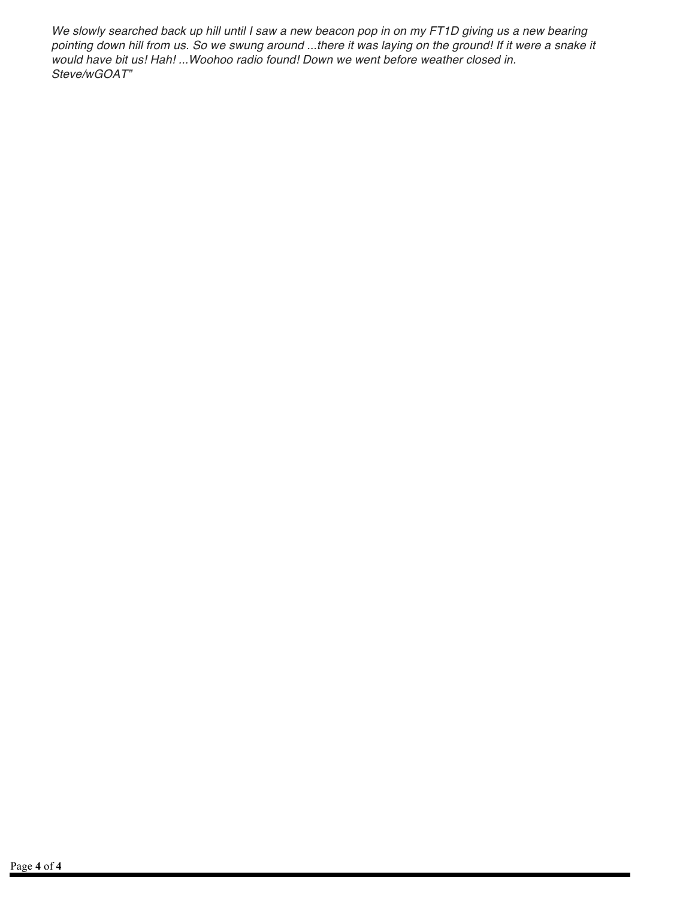*We slowly searched back up hill until I saw a new beacon pop in on my FT1D giving us a new bearing pointing down hill from us. So we swung around ...there it was laying on the ground! If it were a snake it would have bit us! Hah! ...Woohoo radio found! Down we went before weather closed in. Steve/wGOAT"*